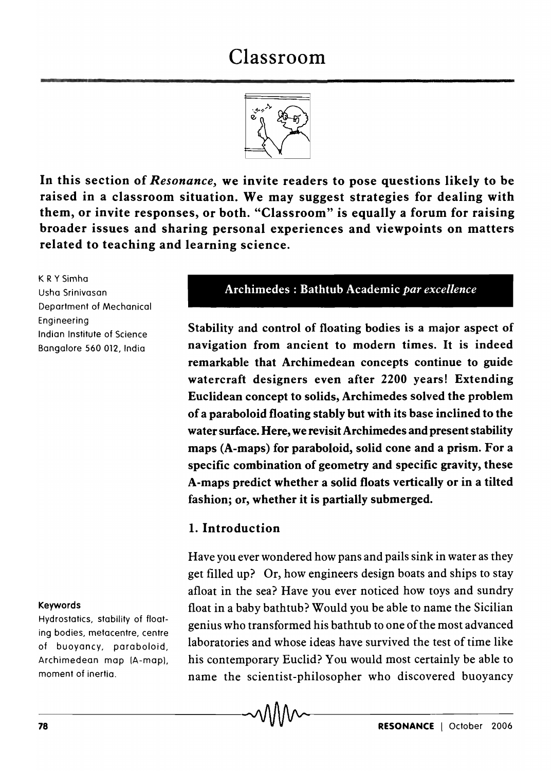# Classroom

**In this section of *Resonance*, we invite readers to pose questions likely to be raised in a classroom situation. We may suggest strategies for dealing with them, or invite responses, or both. "Classroom" is equally a forum for raising broader issues and sharing personal experiences and viewpoints on matters related to teaching and learning science.**

K R Y Simha
Usha Srinivasan
Department of Mechanical Engineering
Indian Institute of Science
Bangalore 560 012, India

## Archimedes : Bathtub Academic *par excellence*

**Stability and control of floating bodies is a major aspect of navigation from ancient to modern times. It is indeed remarkable that Archimedean concepts continue to guide watercraft designers even after 2200 years! Extending Euclidean concept to solids, Archimedes solved the problem of a paraboloid floating stably but with its base inclined to the water surface. Here, we revisit Archimedes and present stability maps (A-maps) for paraboloid, solid cone and a prism. For a specific combination of geometry and specific gravity, these A-maps predict whether a solid floats vertically or in a tilted fashion; or, whether it is partially submerged.**

### 1. Introduction

Have you ever wondered how pans and pails sink in water as they get filled up? Or, how engineers design boats and ships to stay afloat in the sea? Have you ever noticed how toys and sundry float in a baby bathtub? Would you be able to name the Sicilian genius who transformed his bathtub to one of the most advanced laboratories and whose ideas have survived the test of time like his contemporary Euclid? You would most certainly be able to name the scientist-philosopher who discovered buoyancy

**Keywords**
Hydrostatics, stability of floating bodies, metacentre, centre of buoyancy, paraboloid, Archimedean map (A-map), moment of inertia.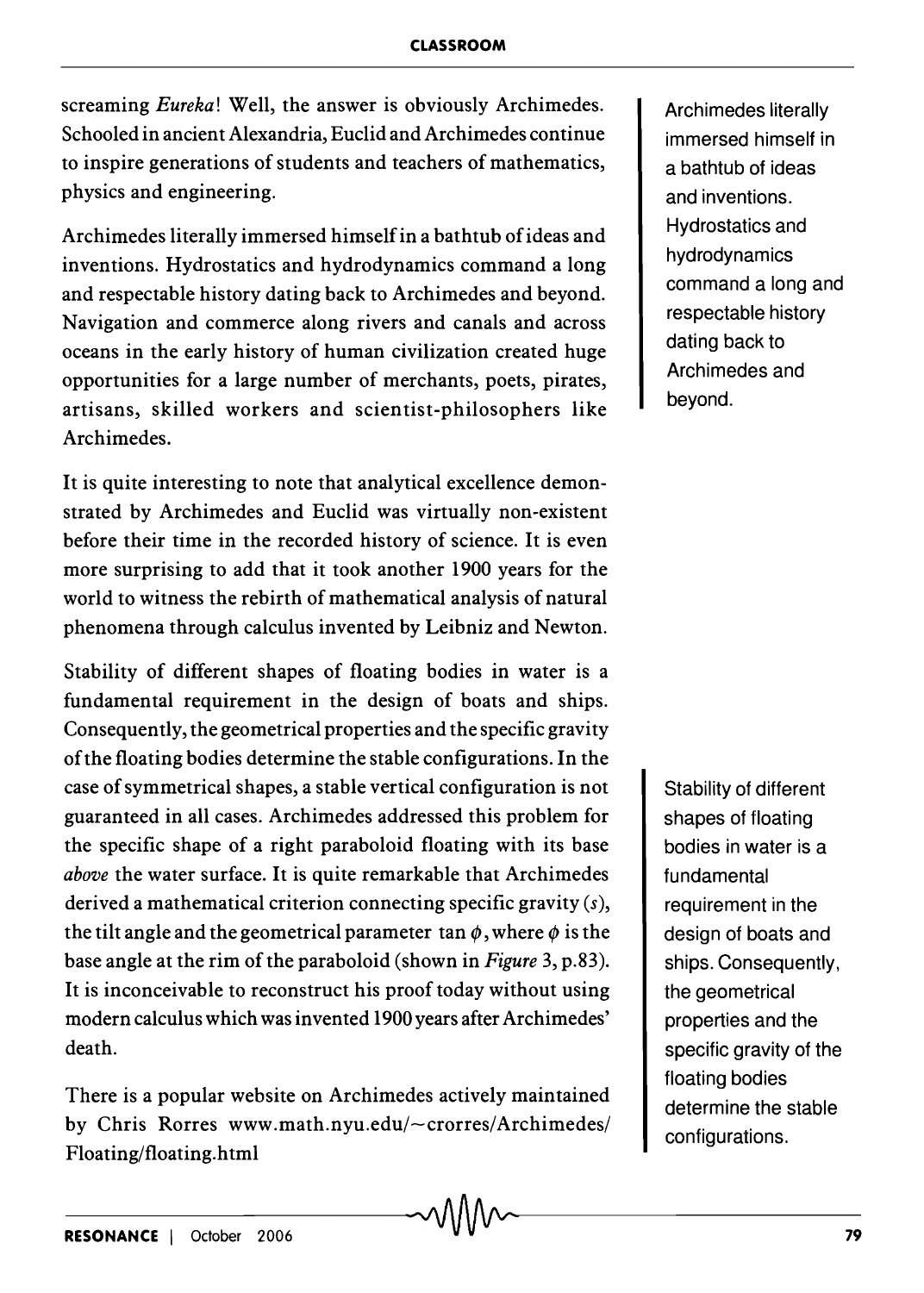screaming *Eureka*! Well, the answer is obviously Archimedes. Schooled in ancient Alexandria, Euclid and Archimedes continue to inspire generations of students and teachers of mathematics, physics and engineering.

Archimedes literally immersed himself in a bathtub of ideas and inventions. Hydrostatics and hydrodynamics command a long and respectable history dating back to Archimedes and beyond. Navigation and commerce along rivers and canals and across oceans in the early history of human civilization created huge opportunities for a large number of merchants, poets, pirates, artisans, skilled workers and scientist-philosophers like Archimedes.

Archimedes literally immersed himself in a bathtub of ideas and inventions. Hydrostatics and hydrodynamics command a long and respectable history dating back to Archimedes and beyond.

It is quite interesting to note that analytical excellence demonstrated by Archimedes and Euclid was virtually non-existent before their time in the recorded history of science. It is even more surprising to add that it took another 1900 years for the world to witness the rebirth of mathematical analysis of natural phenomena through calculus invented by Leibniz and Newton.

Stability of different shapes of floating bodies in water is a fundamental requirement in the design of boats and ships. Consequently, the geometrical properties and the specific gravity of the floating bodies determine the stable configurations. In the case of symmetrical shapes, a stable vertical configuration is not guaranteed in all cases. Archimedes addressed this problem for the specific shape of a right paraboloid floating with its base *above* the water surface. It is quite remarkable that Archimedes derived a mathematical criterion connecting specific gravity ($s$), the tilt angle and the geometrical parameter $\tan\phi$, where $\phi$ is the base angle at the rim of the paraboloid (shown in *Figure* 3, p.83). It is inconceivable to reconstruct his proof today without using modern calculus which was invented 1900 years after Archimedes' death.

Stability of different shapes of floating bodies in water is a fundamental requirement in the design of boats and ships. Consequently, the geometrical properties and the specific gravity of the floating bodies determine the stable configurations.

There is a popular website on Archimedes actively maintained by Chris Rorres www.math.nyu.edu/~crorres/Archimedes/Floating/floating.html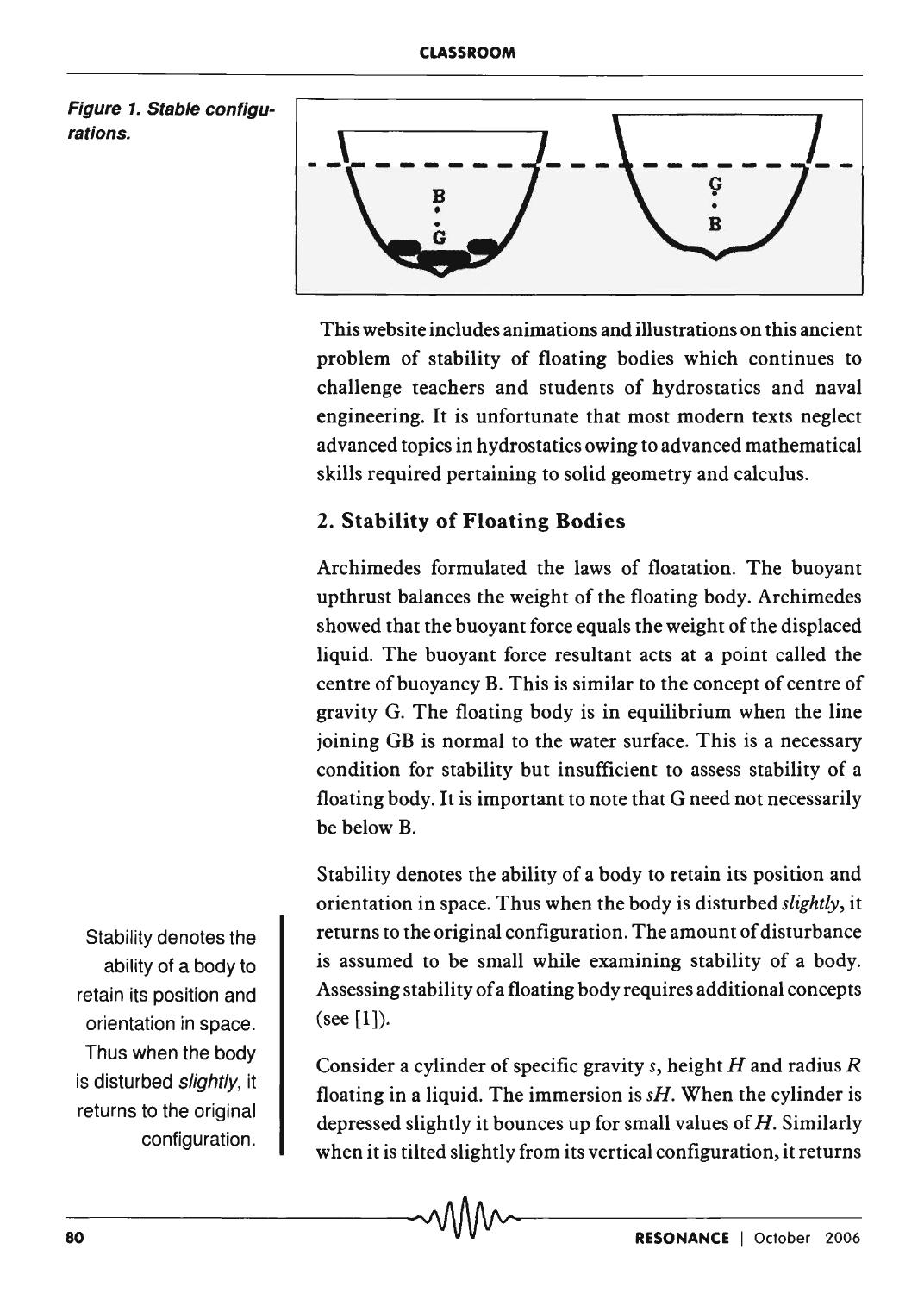**Figure 1. Stable configurations.**

This website includes animations and illustrations on this ancient problem of stability of floating bodies which continues to challenge teachers and students of hydrostatics and naval engineering. It is unfortunate that most modern texts neglect advanced topics in hydrostatics owing to advanced mathematical skills required pertaining to solid geometry and calculus.

## 2. Stability of Floating Bodies

Archimedes formulated the laws of floatation. The buoyant upthrust balances the weight of the floating body. Archimedes showed that the buoyant force equals the weight of the displaced liquid. The buoyant force resultant acts at a point called the centre of buoyancy B. This is similar to the concept of centre of gravity G. The floating body is in equilibrium when the line joining GB is normal to the water surface. This is a necessary condition for stability but insufficient to assess stability of a floating body. It is important to note that G need not necessarily be below B.

Stability denotes the ability of a body to retain its position and orientation in space. Thus when the body is disturbed *slightly*, it returns to the original configuration. The amount of disturbance is assumed to be small while examining stability of a body. Assessing stability of a floating body requires additional concepts (see [1]).

Stability denotes the ability of a body to retain its position and orientation in space. Thus when the body is disturbed *slightly*, it returns to the original configuration.

Consider a cylinder of specific gravity $s$, height $H$ and radius $R$ floating in a liquid. The immersion is $sH$. When the cylinder is depressed slightly it bounces up for small values of $H$. Similarly when it is tilted slightly from its vertical configuration, it returns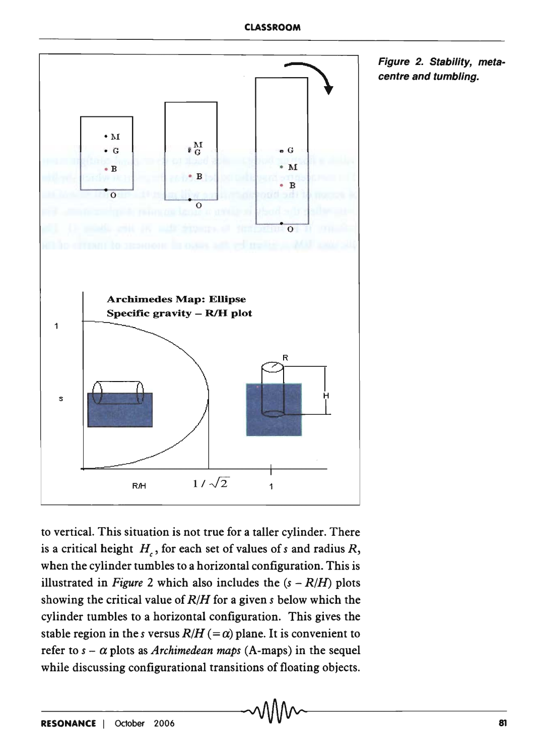*Figure 2. Stability, metacentre and tumbling.*

to vertical. This situation is not true for a taller cylinder. There is a critical height $H_c$, for each set of values of $s$ and radius $R$, when the cylinder tumbles to a horizontal configuration. This is illustrated in *Figure* 2 which also includes the ($s$ – $R/H$) plots showing the critical value of $R/H$ for a given $s$ below which the cylinder tumbles to a horizontal configuration. This gives the stable region in the $s$ versus $R/H$ ($= \alpha$) plane. It is convenient to refer to $s$ – $\alpha$ plots as *Archimedean maps* (A-maps) in the sequel while discussing configurational transitions of floating objects.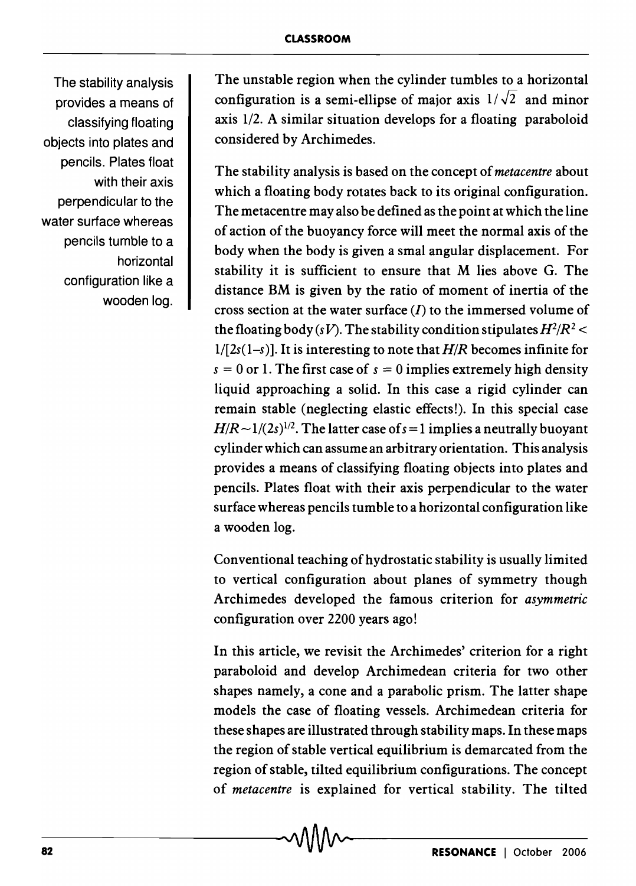The stability analysis provides a means of classifying floating objects into plates and pencils. Plates float with their axis perpendicular to the water surface whereas pencils tumble to a horizontal configuration like a wooden log.

The unstable region when the cylinder tumbles to a horizontal configuration is a semi-ellipse of major axis $1/\sqrt{2}$ and minor axis 1/2. A similar situation develops for a floating paraboloid considered by Archimedes.

The stability analysis is based on the concept of *metacentre* about which a floating body rotates back to its original configuration. The metacentre may also be defined as the point at which the line of action of the buoyancy force will meet the normal axis of the body when the body is given a smal angular displacement. For stability it is sufficient to ensure that M lies above G. The distance BM is given by the ratio of moment of inertia of the cross section at the water surface ($I$) to the immersed volume of the floating body ($sV$). The stability condition stipulates $H^2/R^2 < 1/[2s(1-s)]$. It is interesting to note that $H/R$ becomes infinite for $s = 0$ or 1. The first case of $s = 0$ implies extremely high density liquid approaching a solid. In this case a rigid cylinder can remain stable (neglecting elastic effects!). In this special case $H/R \sim 1/(2s)^{1/2}$. The latter case of $s = 1$ implies a neutrally buoyant cylinder which can assume an arbitrary orientation. This analysis provides a means of classifying floating objects into plates and pencils. Plates float with their axis perpendicular to the water surface whereas pencils tumble to a horizontal configuration like a wooden log.

Conventional teaching of hydrostatic stability is usually limited to vertical configuration about planes of symmetry though Archimedes developed the famous criterion for *asymmetric* configuration over 2200 years ago!

In this article, we revisit the Archimedes' criterion for a right paraboloid and develop Archimedean criteria for two other shapes namely, a cone and a parabolic prism. The latter shape models the case of floating vessels. Archimedean criteria for these shapes are illustrated through stability maps. In these maps the region of stable vertical equilibrium is demarcated from the region of stable, tilted equilibrium configurations. The concept of *metacentre* is explained for vertical stability. The tilted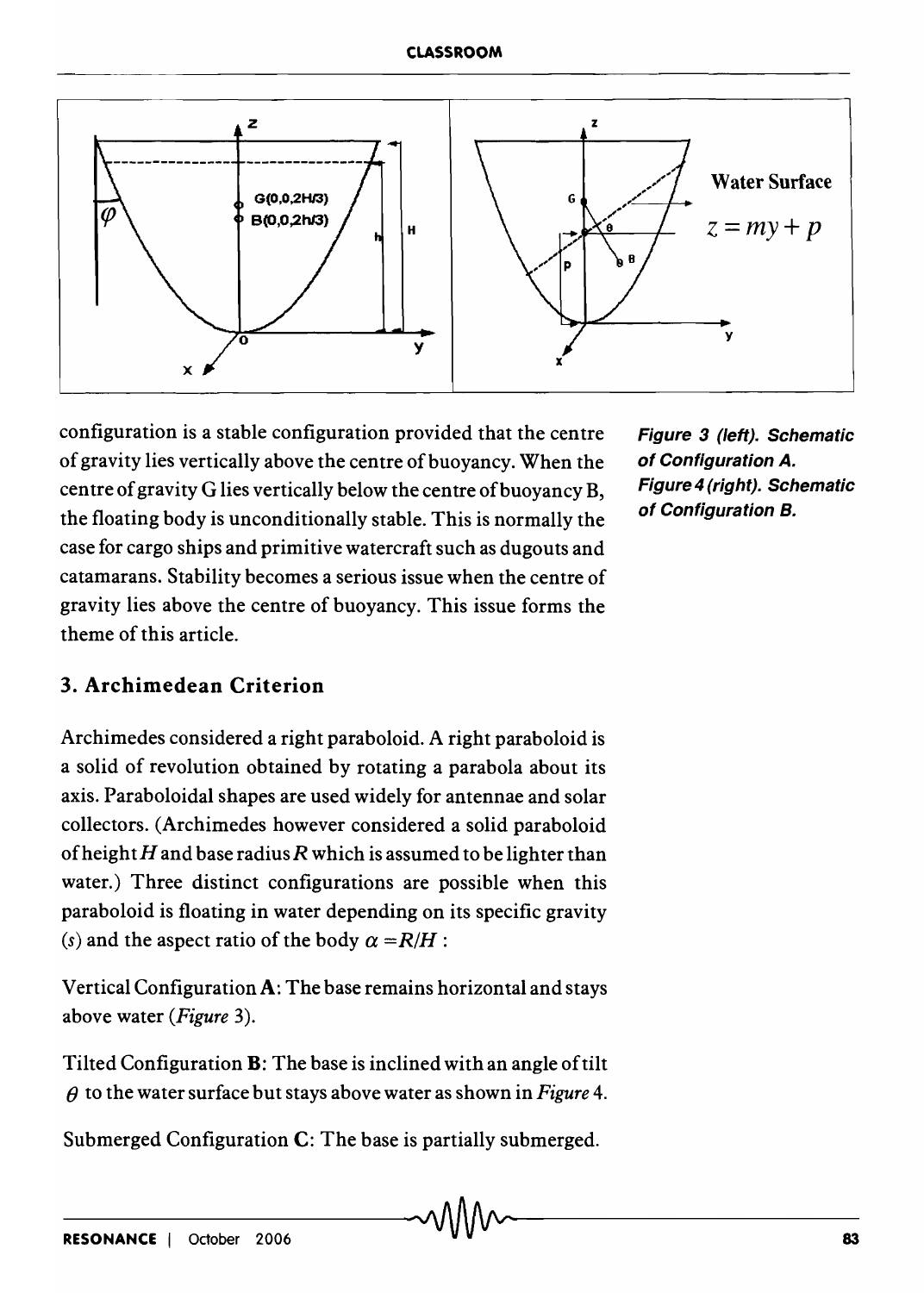configuration is a stable configuration provided that the centre of gravity lies vertically above the centre of buoyancy. When the centre of gravity G lies vertically below the centre of buoyancy B, the floating body is unconditionally stable. This is normally the case for cargo ships and primitive watercraft such as dugouts and catamarans. Stability becomes a serious issue when the centre of gravity lies above the centre of buoyancy. This issue forms the theme of this article.

**Figure 3 (left). Schematic of Configuration A.**
**Figure 4 (right). Schematic of Configuration B.**

## 3. Archimedean Criterion

Archimedes considered a right paraboloid. A right paraboloid is a solid of revolution obtained by rotating a parabola about its axis. Paraboloidal shapes are used widely for antennae and solar collectors. (Archimedes however considered a solid paraboloid of height $H$ and base radius $R$ which is assumed to be lighter than water.) Three distinct configurations are possible when this paraboloid is floating in water depending on its specific gravity ($s$) and the aspect ratio of the body $\alpha = R/H$ :

Vertical Configuration **A**: The base remains horizontal and stays above water (*Figure* 3).

Tilted Configuration **B**: The base is inclined with an angle of tilt $\theta$ to the water surface but stays above water as shown in *Figure* 4.

Submerged Configuration **C**: The base is partially submerged.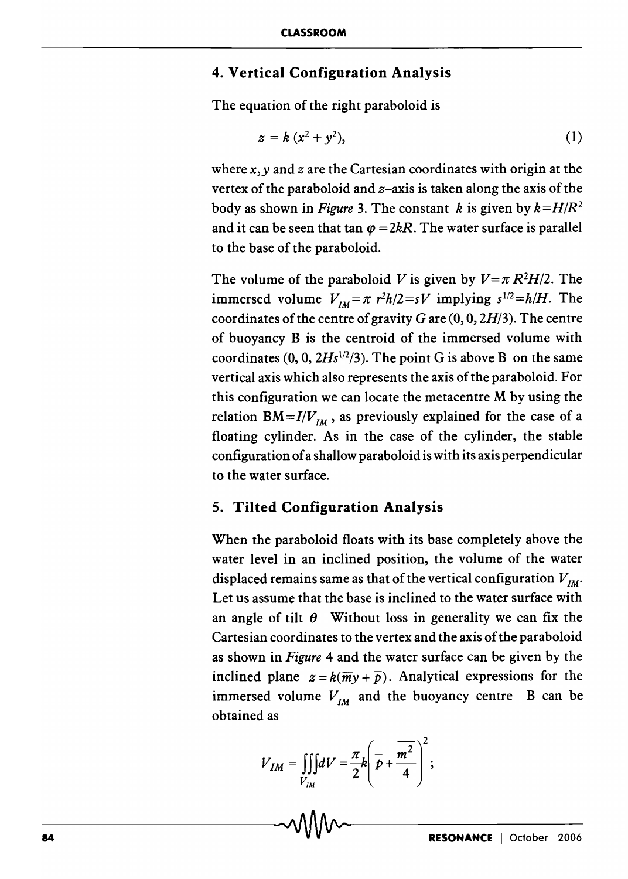## 4. Vertical Configuration Analysis

The equation of the right paraboloid is

$$z = k\,(x^2 + y^2), \tag{1}$$

where $x, y$ and $z$ are the Cartesian coordinates with origin at the vertex of the paraboloid and $z$–axis is taken along the axis of the body as shown in *Figure* 3. The constant $k$ is given by $k = H/R^2$ and it can be seen that $\tan \varphi = 2kR$. The water surface is parallel to the base of the paraboloid.

The volume of the paraboloid $V$ is given by $V = \pi R^2 H/2$. The immersed volume $V_{IM} = \pi\, r^2 h/2 = sV$ implying $s^{1/2} = h/H$. The coordinates of the centre of gravity $G$ are $(0, 0, 2H/3)$. The centre of buoyancy B is the centroid of the immersed volume with coordinates $(0, 0, 2Hs^{1/2}/3)$. The point G is above B on the same vertical axis which also represents the axis of the paraboloid. For this configuration we can locate the metacentre M by using the relation $\mathrm{BM} = I/V_{IM}$, as previously explained for the case of a floating cylinder. As in the case of the cylinder, the stable configuration of a shallow paraboloid is with its axis perpendicular to the water surface.

## 5. Tilted Configuration Analysis

When the paraboloid floats with its base completely above the water level in an inclined position, the volume of the water displaced remains same as that of the vertical configuration $V_{IM}$. Let us assume that the base is inclined to the water surface with an angle of tilt $\theta$ Without loss in generality we can fix the Cartesian coordinates to the vertex and the axis of the paraboloid as shown in *Figure* 4 and the water surface can be given by the inclined plane $z = k(\overline{m}y + \overline{p})$. Analytical expressions for the immersed volume $V_{IM}$ and the buoyancy centre B can be obtained as

$$V_{IM} = \iiint\limits_{V_{IM}} dV = \frac{\pi}{2} k \left( \overline{p} + \frac{\overline{m^2}}{4} \right)^2 ;$$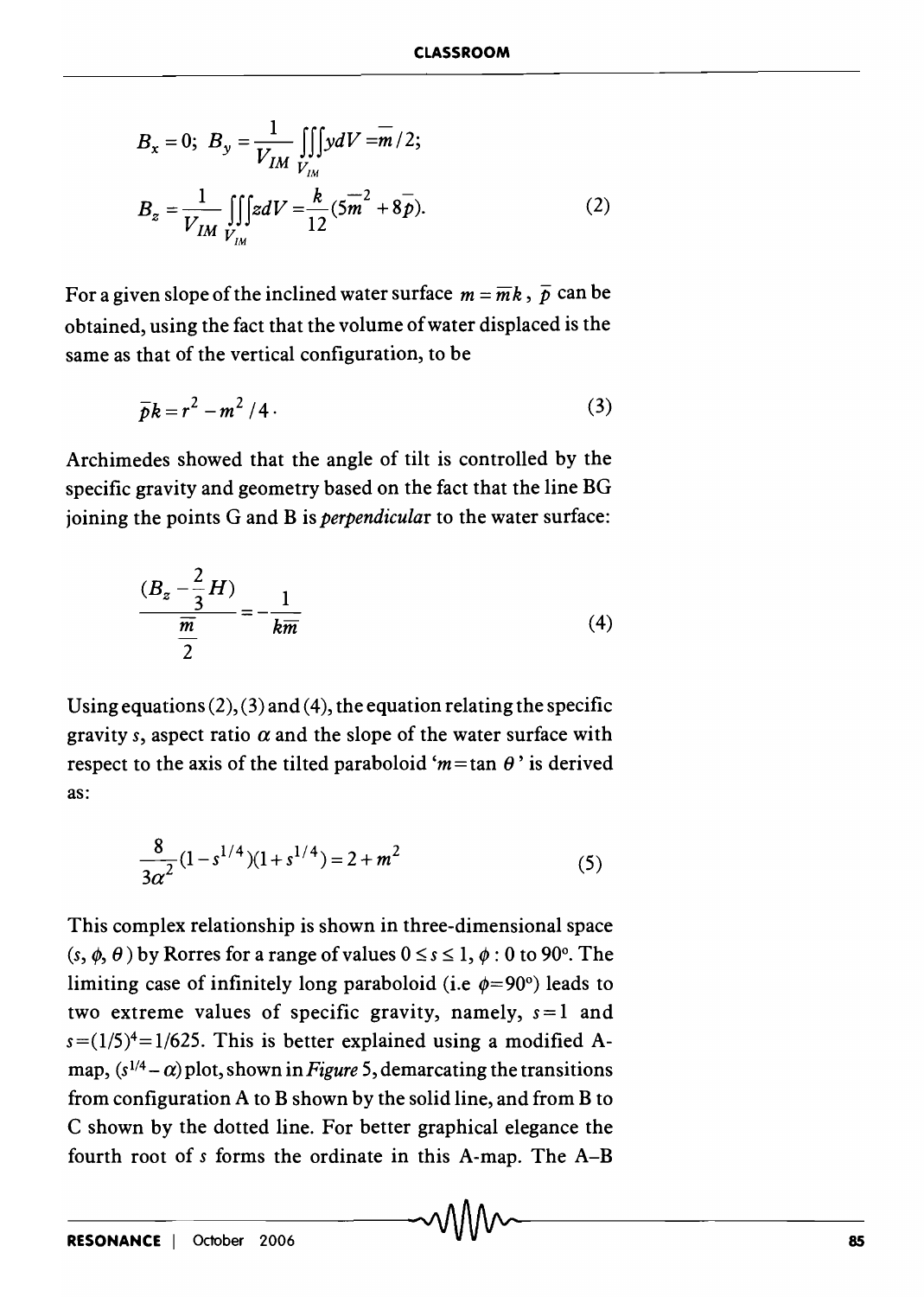$$B_x = 0;\; B_y = \frac{1}{V_{IM}} \iiint\limits_{V_{IM}} y dV = \bar{m}/2;$$

$$B_z = \frac{1}{V_{IM}} \iiint\limits_{V_{IM}} z dV = \frac{k}{12}(5\bar{m}^2 + 8\bar{p}). \tag{2}$$

For a given slope of the inclined water surface $m = \bar{m}k$, $\bar{p}$ can be obtained, using the fact that the volume of water displaced is the same as that of the vertical configuration, to be

$$\bar{p}k = r^2 - m^2/4 \,. \tag{3}$$

Archimedes showed that the angle of tilt is controlled by the specific gravity and geometry based on the fact that the line BG joining the points G and B is *perpendicular* to the water surface:

$$\frac{(B_z - \frac{2}{3}H)}{\frac{\bar{m}}{2}} = -\frac{1}{k\bar{m}} \tag{4}$$

Using equations (2), (3) and (4), the equation relating the specific gravity $s$, aspect ratio $\alpha$ and the slope of the water surface with respect to the axis of the tilted paraboloid '$m = \tan\theta$' is derived as:

$$\frac{8}{3\alpha^2}(1 - s^{1/4})(1 + s^{1/4}) = 2 + m^2 \tag{5}$$

This complex relationship is shown in three-dimensional space $(s, \phi, \theta)$ by Rorres for a range of values $0 \le s \le 1$, $\phi$ : 0 to 90°. The limiting case of infinitely long paraboloid (i.e $\phi$=90°) leads to two extreme values of specific gravity, namely, $s = 1$ and $s = (1/5)^4 = 1/625$. This is better explained using a modified A-map, $(s^{1/4} - \alpha)$ plot, shown in *Figure* 5, demarcating the transitions from configuration A to B shown by the solid line, and from B to C shown by the dotted line. For better graphical elegance the fourth root of $s$ forms the ordinate in this A-map. The A–B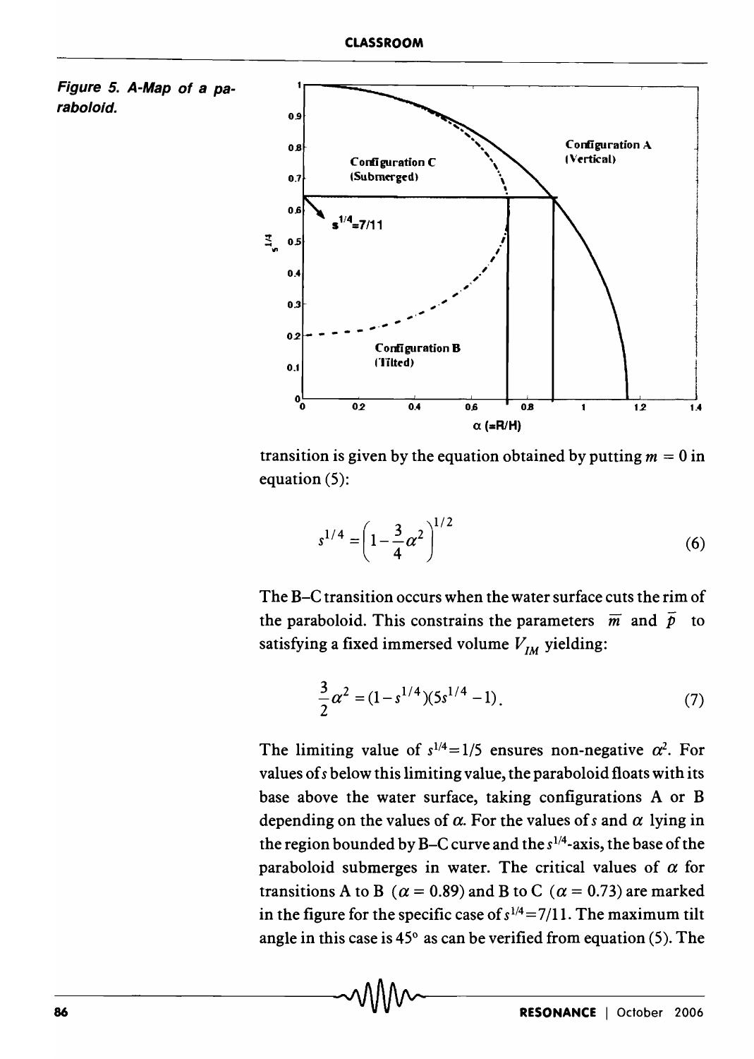Figure 5. A-Map of a paraboloid.

transition is given by the equation obtained by putting $m = 0$ in equation (5):

$$s^{1/4} = \left(1 - \frac{3}{4}\alpha^2\right)^{1/2} \tag{6}$$

The B–C transition occurs when the water surface cuts the rim of the paraboloid. This constrains the parameters $\overline{m}$ and $\overline{p}$ to satisfying a fixed immersed volume $V_{IM}$ yielding:

$$\frac{3}{2}\alpha^2 = (1 - s^{1/4})(5s^{1/4} - 1). \tag{7}$$

The limiting value of $s^{1/4} = 1/5$ ensures non-negative $\alpha^2$. For values of $s$ below this limiting value, the paraboloid floats with its base above the water surface, taking configurations A or B depending on the values of $\alpha$. For the values of $s$ and $\alpha$ lying in the region bounded by B–C curve and the $s^{1/4}$-axis, the base of the paraboloid submerges in water. The critical values of $\alpha$ for transitions A to B ($\alpha = 0.89$) and B to C ($\alpha = 0.73$) are marked in the figure for the specific case of $s^{1/4} = 7/11$. The maximum tilt angle in this case is 45° as can be verified from equation (5). The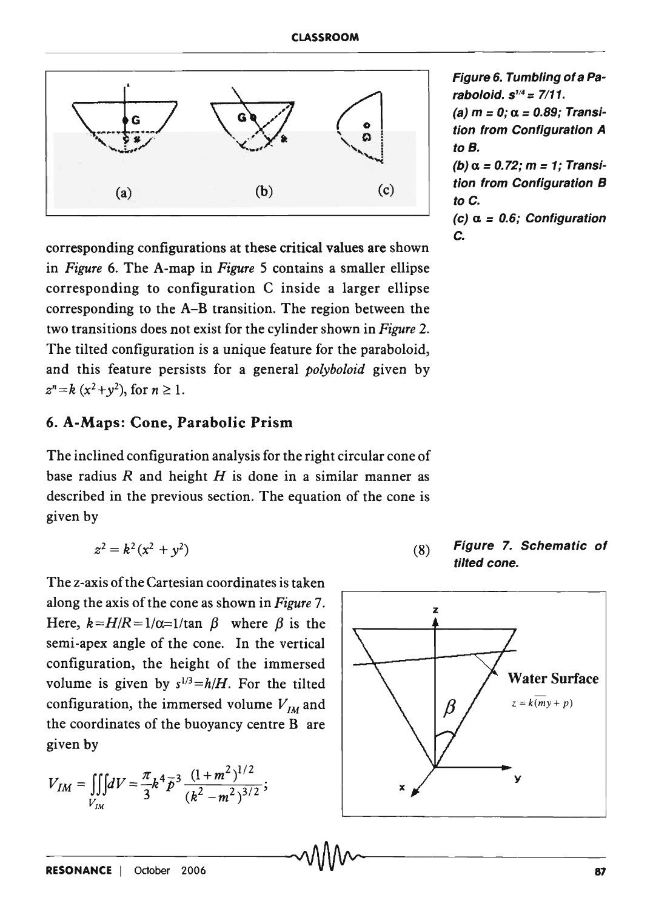Figure 6. Tumbling of a Paraboloid. $s^{1/4} = 7/11$.
(a) $m = 0$; $\alpha = 0.89$; Transition from Configuration A to B.
(b) $\alpha = 0.72$; $m = 1$; Transition from Configuration B to C.
(c) $\alpha = 0.6$; Configuration C.

corresponding configurations at these critical values are shown in *Figure* 6. The A-map in *Figure* 5 contains a smaller ellipse corresponding to configuration C inside a larger ellipse corresponding to the A–B transition. The region between the two transitions does not exist for the cylinder shown in *Figure 2*. The tilted configuration is a unique feature for the paraboloid, and this feature persists for a general *polyboloid* given by $z^n = k\,(x^2+y^2)$, for $n \geq 1$.

## 6. A-Maps: Cone, Parabolic Prism

The inclined configuration analysis for the right circular cone of base radius $R$ and height $H$ is done in a similar manner as described in the previous section. The equation of the cone is given by

$$z^2 = k^2(x^2 + y^2) \tag{8}$$

Figure 7. Schematic of tilted cone.

The z-axis of the Cartesian coordinates is taken along the axis of the cone as shown in *Figure* 7. Here, $k = H/R = 1/\alpha = 1/\tan\beta$ where $\beta$ is the semi-apex angle of the cone. In the vertical configuration, the height of the immersed volume is given by $s^{1/3} = h/H$. For the tilted configuration, the immersed volume $V_{IM}$ and the coordinates of the buoyancy centre B are given by

$$V_{IM} = \iiint_{V_{IM}} dV = \frac{\pi}{3} k^4 \bar{p}^3 \frac{(1+m^2)^{1/2}}{(k^2 - m^2)^{3/2}};$$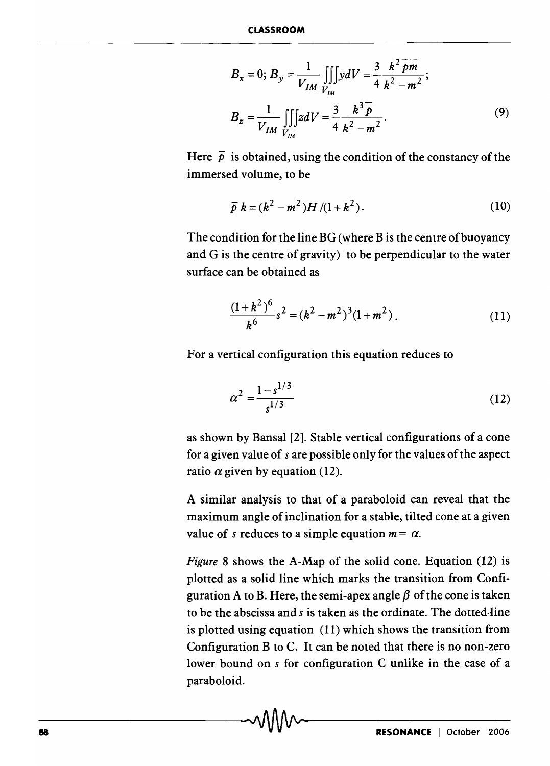$$B_x = 0; B_y = \frac{1}{V_{IM}} \iiint_{V_{IM}} y dV = \frac{3}{4} \frac{k^2 \overline{pm}}{k^2 - m^2};$$

$$B_z = \frac{1}{V_{IM}} \iiint_{V_{IM}} z dV = \frac{3}{4} \frac{k^3 \overline{p}}{k^2 - m^2}. \tag{9}$$

Here $\bar{p}$ is obtained, using the condition of the constancy of the immersed volume, to be

$$\bar{p}\, k = (k^2 - m^2) H / (1 + k^2). \tag{10}$$

The condition for the line BG (where B is the centre of buoyancy and G is the centre of gravity) to be perpendicular to the water surface can be obtained as

$$\frac{(1+k^2)^6}{k^6} s^2 = (k^2 - m^2)^3 (1 + m^2). \tag{11}$$

For a vertical configuration this equation reduces to

$$\alpha^2 = \frac{1 - s^{1/3}}{s^{1/3}} \tag{12}$$

as shown by Bansal [2]. Stable vertical configurations of a cone for a given value of $s$ are possible only for the values of the aspect ratio $\alpha$ given by equation (12).

A similar analysis to that of a paraboloid can reveal that the maximum angle of inclination for a stable, tilted cone at a given value of $s$ reduces to a simple equation $m = \alpha$.

*Figure* 8 shows the A-Map of the solid cone. Equation (12) is plotted as a solid line which marks the transition from Configuration A to B. Here, the semi-apex angle $\beta$ of the cone is taken to be the abscissa and $s$ is taken as the ordinate. The dotted-line is plotted using equation (11) which shows the transition from Configuration B to C. It can be noted that there is no non-zero lower bound on $s$ for configuration C unlike in the case of a paraboloid.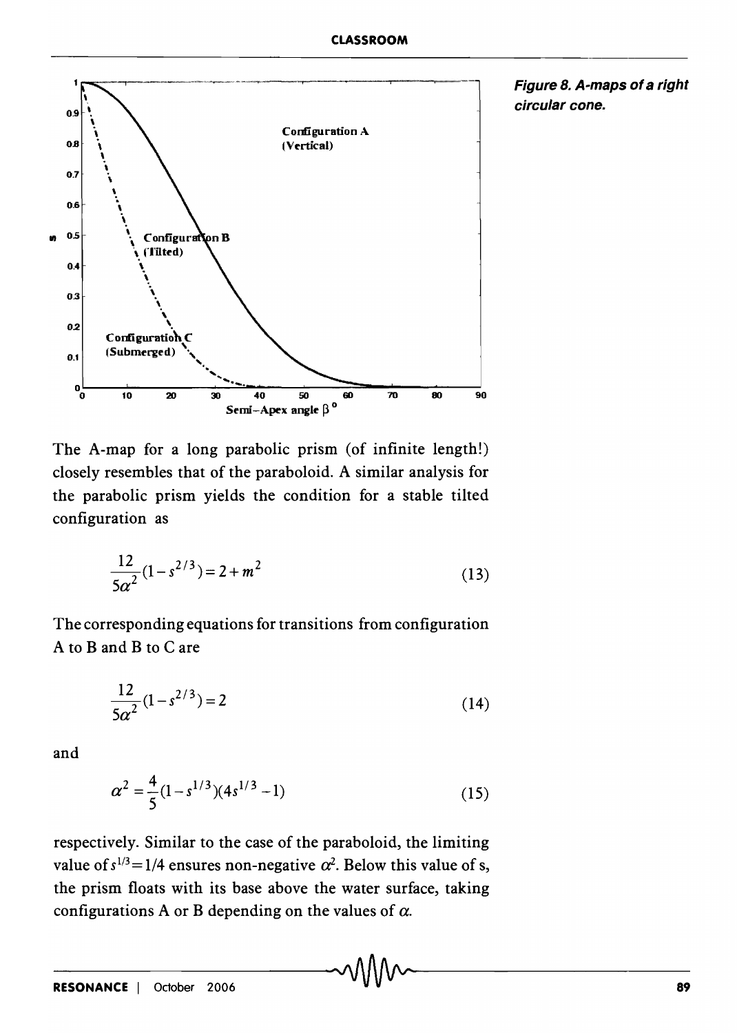*Figure 8. A-maps of a right circular cone.*

The A-map for a long parabolic prism (of infinite length!) closely resembles that of the paraboloid. A similar analysis for the parabolic prism yields the condition for a stable tilted configuration as

$$\frac{12}{5\alpha^2}(1-s^{2/3}) = 2 + m^2 \tag{13}$$

The corresponding equations for transitions from configuration A to B and B to C are

$$\frac{12}{5\alpha^2}(1-s^{2/3}) = 2 \tag{14}$$

and

$$\alpha^2 = \frac{4}{5}(1-s^{1/3})(4s^{1/3}-1) \tag{15}$$

respectively. Similar to the case of the paraboloid, the limiting value of $s^{1/3} = 1/4$ ensures non-negative $\alpha^2$. Below this value of s, the prism floats with its base above the water surface, taking configurations A or B depending on the values of $\alpha$.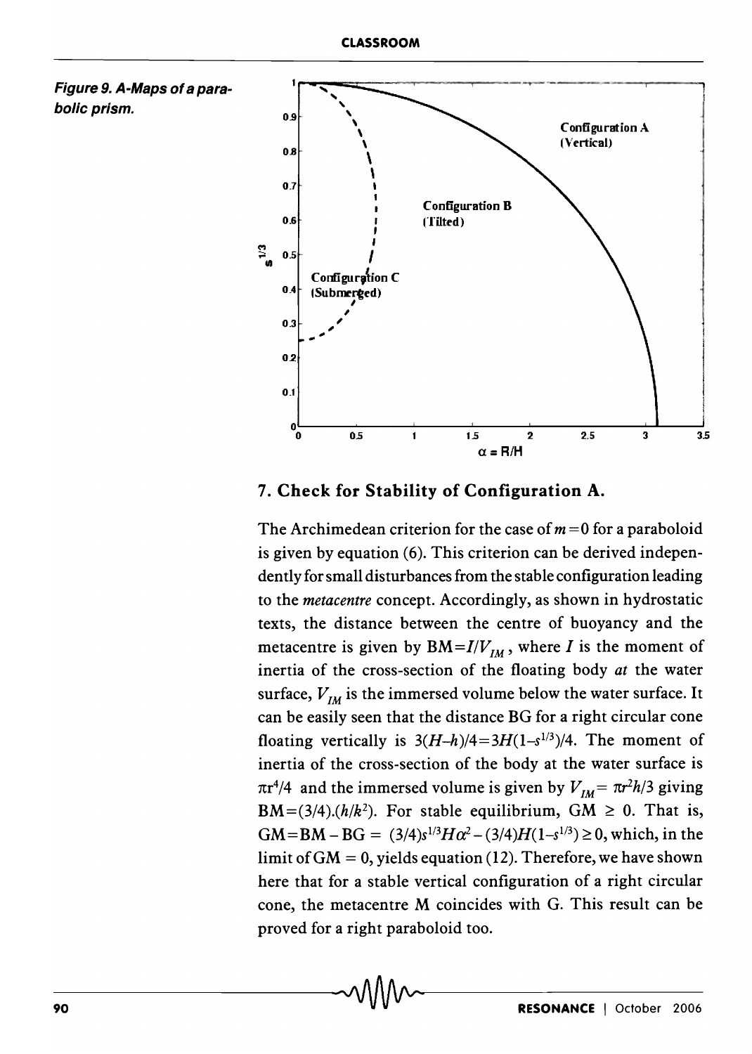Figure 9. A-Maps of a parabolic prism.

## 7. Check for Stability of Configuration A.

The Archimedean criterion for the case of $m = 0$ for a paraboloid is given by equation (6). This criterion can be derived independently for small disturbances from the stable configuration leading to the *metacentre* concept. Accordingly, as shown in hydrostatic texts, the distance between the centre of buoyancy and the metacentre is given by $BM = I/V_{IM}$, where $I$ is the moment of inertia of the cross-section of the floating body *at* the water surface, $V_{IM}$ is the immersed volume below the water surface. It can be easily seen that the distance BG for a right circular cone floating vertically is $3(H-h)/4 = 3H(1-s^{1/3})/4$. The moment of inertia of the cross-section of the body at the water surface is $\pi r^4/4$ and the immersed volume is given by $V_{IM} = \pi r^2 h/3$ giving $BM = (3/4).(h/k^2)$. For stable equilibrium, $GM \geq 0$. That is, $GM = BM - BG = (3/4)s^{1/3}H\alpha^2 - (3/4)H(1-s^{1/3}) \geq 0$, which, in the limit of $GM = 0$, yields equation (12). Therefore, we have shown here that for a stable vertical configuration of a right circular cone, the metacentre M coincides with G. This result can be proved for a right paraboloid too.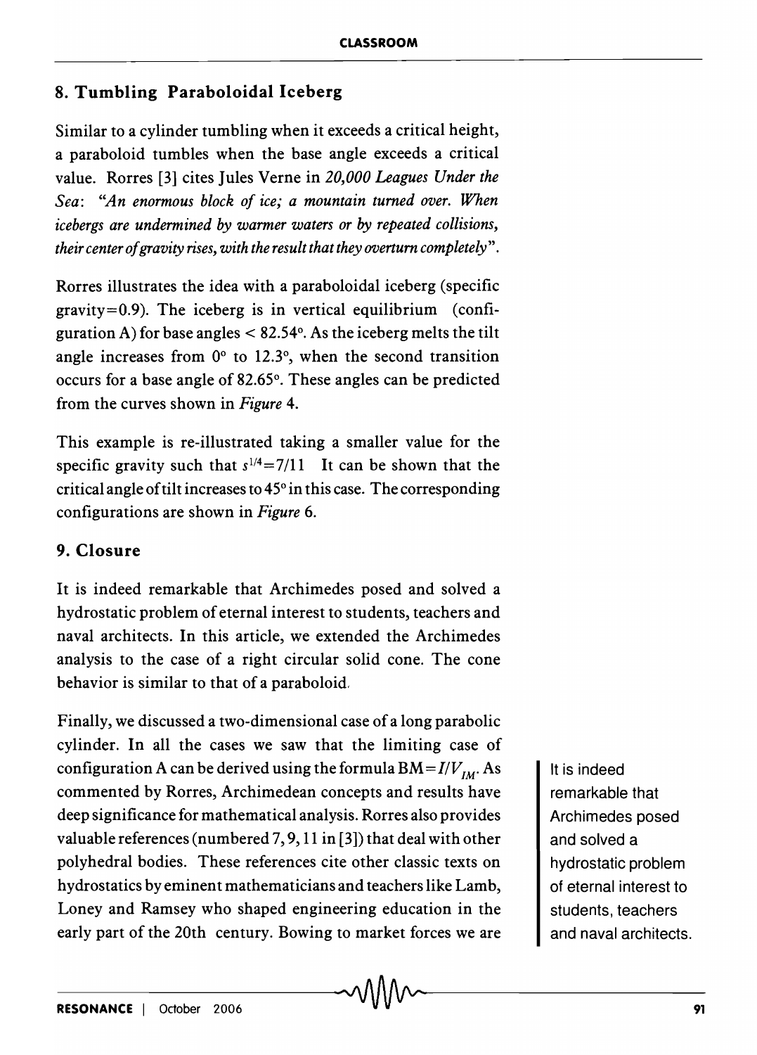## 8. Tumbling Paraboloidal Iceberg

Similar to a cylinder tumbling when it exceeds a critical height, a paraboloid tumbles when the base angle exceeds a critical value. Rorres [3] cites Jules Verne in *20,000 Leagues Under the Sea*: *"An enormous block of ice; a mountain turned over. When icebergs are undermined by warmer waters or by repeated collisions, their center of gravity rises, with the result that they overturn completely"*.

Rorres illustrates the idea with a paraboloidal iceberg (specific gravity=0.9). The iceberg is in vertical equilibrium (configuration A) for base angles < 82.54°. As the iceberg melts the tilt angle increases from 0° to 12.3°, when the second transition occurs for a base angle of 82.65°. These angles can be predicted from the curves shown in *Figure* 4.

This example is re-illustrated taking a smaller value for the specific gravity such that $s^{1/4} = 7/11$ It can be shown that the critical angle of tilt increases to 45° in this case. The corresponding configurations are shown in *Figure* 6.

## 9. Closure

It is indeed remarkable that Archimedes posed and solved a hydrostatic problem of eternal interest to students, teachers and naval architects. In this article, we extended the Archimedes analysis to the case of a right circular solid cone. The cone behavior is similar to that of a paraboloid.

Finally, we discussed a two-dimensional case of a long parabolic cylinder. In all the cases we saw that the limiting case of configuration A can be derived using the formula $BM = I/V_{IM}$. As commented by Rorres, Archimedean concepts and results have deep significance for mathematical analysis. Rorres also provides valuable references (numbered 7, 9, 11 in [3]) that deal with other polyhedral bodies. These references cite other classic texts on hydrostatics by eminent mathematicians and teachers like Lamb, Loney and Ramsey who shaped engineering education in the early part of the 20th century. Bowing to market forces we are

It is indeed remarkable that Archimedes posed and solved a hydrostatic problem of eternal interest to students, teachers and naval architects.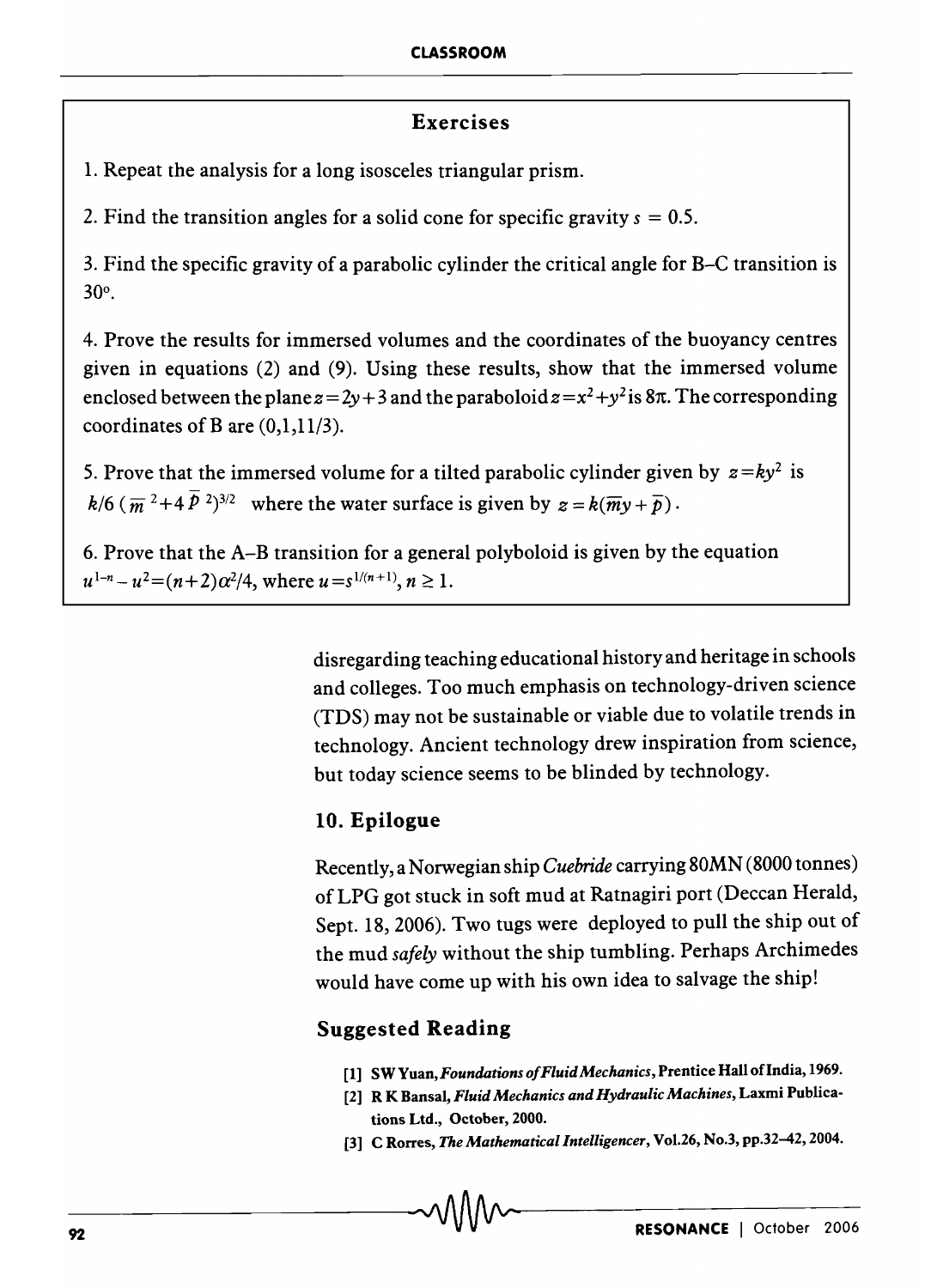## Exercises

1. Repeat the analysis for a long isosceles triangular prism.

2. Find the transition angles for a solid cone for specific gravity $s = 0.5$.

3. Find the specific gravity of a parabolic cylinder the critical angle for B–C transition is $30^{\circ}$.

4. Prove the results for immersed volumes and the coordinates of the buoyancy centres given in equations (2) and (9). Using these results, show that the immersed volume enclosed between the plane $z = 2y + 3$ and the paraboloid $z = x^2 + y^2$ is $8\pi$. The corresponding coordinates of B are $(0,1,11/3)$.

5. Prove that the immersed volume for a tilted parabolic cylinder given by $z = ky^2$ is $k/6\,(\overline{m}^{\,2} + 4\overline{p}^{\,2})^{3/2}$ where the water surface is given by $z = k(\overline{m}y + \overline{p})$.

6. Prove that the A–B transition for a general polyboloid is given by the equation $u^{1-n} - u^2 = (n+2)\alpha^2/4$, where $u = s^{1/(n+1)}$, $n \geq 1$.

disregarding teaching educational history and heritage in schools and colleges. Too much emphasis on technology-driven science (TDS) may not be sustainable or viable due to volatile trends in technology. Ancient technology drew inspiration from science, but today science seems to be blinded by technology.

## 10. Epilogue

Recently, a Norwegian ship *Cuebride* carrying 80MN (8000 tonnes) of LPG got stuck in soft mud at Ratnagiri port (Deccan Herald, Sept. 18, 2006). Two tugs were deployed to pull the ship out of the mud *safely* without the ship tumbling. Perhaps Archimedes would have come up with his own idea to salvage the ship!

## Suggested Reading

[1] SW Yuan, *Foundations of Fluid Mechanics*, Prentice Hall of India, 1969.

[2] R K Bansal, *Fluid Mechanics and Hydraulic Machines*, Laxmi Publications Ltd., October, 2000.

[3] C Rorres, *The Mathematical Intelligencer*, Vol.26, No.3, pp.32–42, 2004.